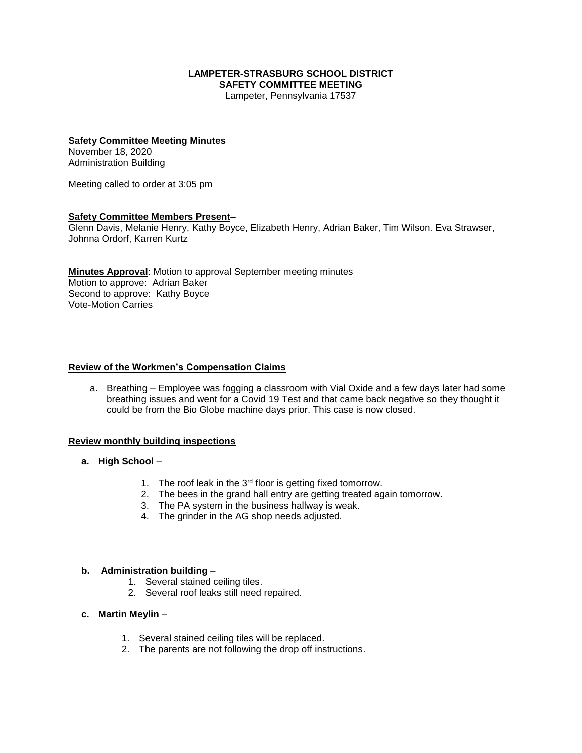**LAMPETER-STRASBURG SCHOOL DISTRICT**
**SAFETY COMMITTEE MEETING**
Lampeter, Pennsylvania 17537

**Safety Committee Meeting Minutes**
November 18, 2020
Administration Building

Meeting called to order at 3:05 pm

**Safety Committee Members Present–**
Glenn Davis, Melanie Henry, Kathy Boyce, Elizabeth Henry, Adrian Baker, Tim Wilson. Eva Strawser, Johnna Ordorf, Karren Kurtz

**Minutes Approval**: Motion to approval September meeting minutes
Motion to approve: Adrian Baker
Second to approve: Kathy Boyce
Vote-Motion Carries

**Review of the Workmen's Compensation Claims**

a. Breathing – Employee was fogging a classroom with Vial Oxide and a few days later had some breathing issues and went for a Covid 19 Test and that came back negative so they thought it could be from the Bio Globe machine days prior. This case is now closed.

**Review monthly building inspections**

**a. High School** –

1. The roof leak in the 3rd floor is getting fixed tomorrow.
2. The bees in the grand hall entry are getting treated again tomorrow.
3. The PA system in the business hallway is weak.
4. The grinder in the AG shop needs adjusted.

**b. Administration building** –

1. Several stained ceiling tiles.
2. Several roof leaks still need repaired.

**c. Martin Meylin** –

1. Several stained ceiling tiles will be replaced.
2. The parents are not following the drop off instructions.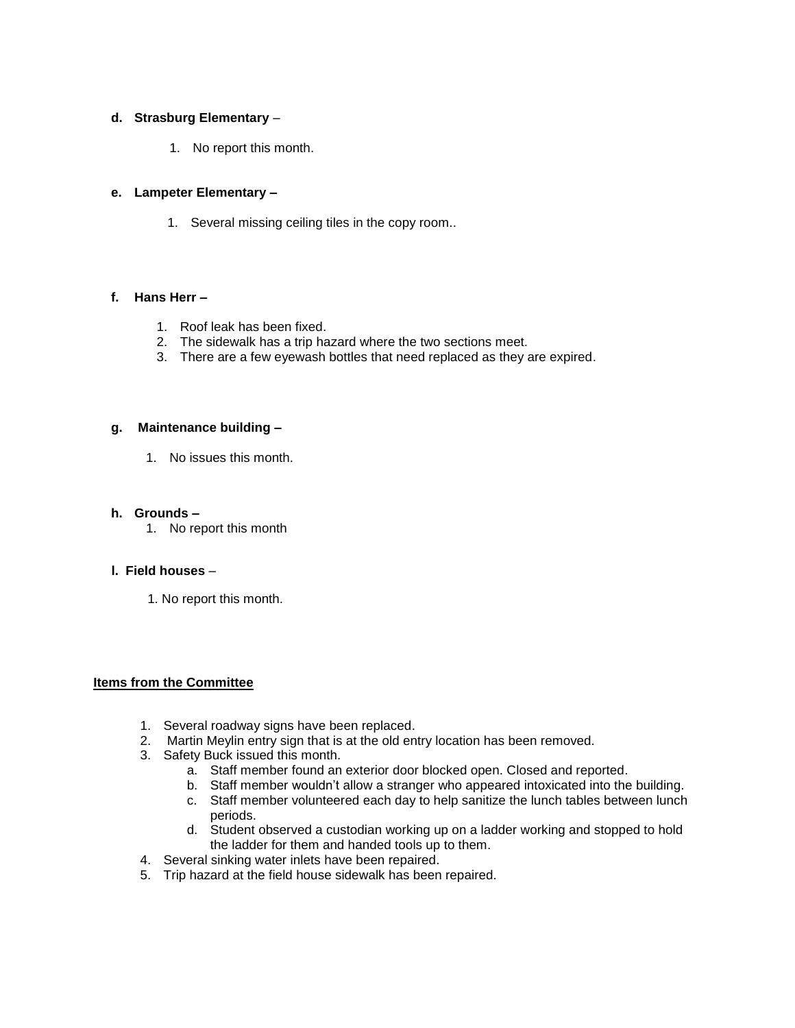**d. Strasburg Elementary** –

1. No report this month.

**e. Lampeter Elementary –**

1. Several missing ceiling tiles in the copy room..

**f. Hans Herr –**

1. Roof leak has been fixed.
2. The sidewalk has a trip hazard where the two sections meet.
3. There are a few eyewash bottles that need replaced as they are expired.

**g. Maintenance building –**

1. No issues this month.

**h. Grounds –**

1. No report this month

**I. Field houses** –

1. No report this month.

**Items from the Committee**

1. Several roadway signs have been replaced.
2. Martin Meylin entry sign that is at the old entry location has been removed.
3. Safety Buck issued this month.
   a. Staff member found an exterior door blocked open. Closed and reported.
   b. Staff member wouldn't allow a stranger who appeared intoxicated into the building.
   c. Staff member volunteered each day to help sanitize the lunch tables between lunch periods.
   d. Student observed a custodian working up on a ladder working and stopped to hold the ladder for them and handed tools up to them.
4. Several sinking water inlets have been repaired.
5. Trip hazard at the field house sidewalk has been repaired.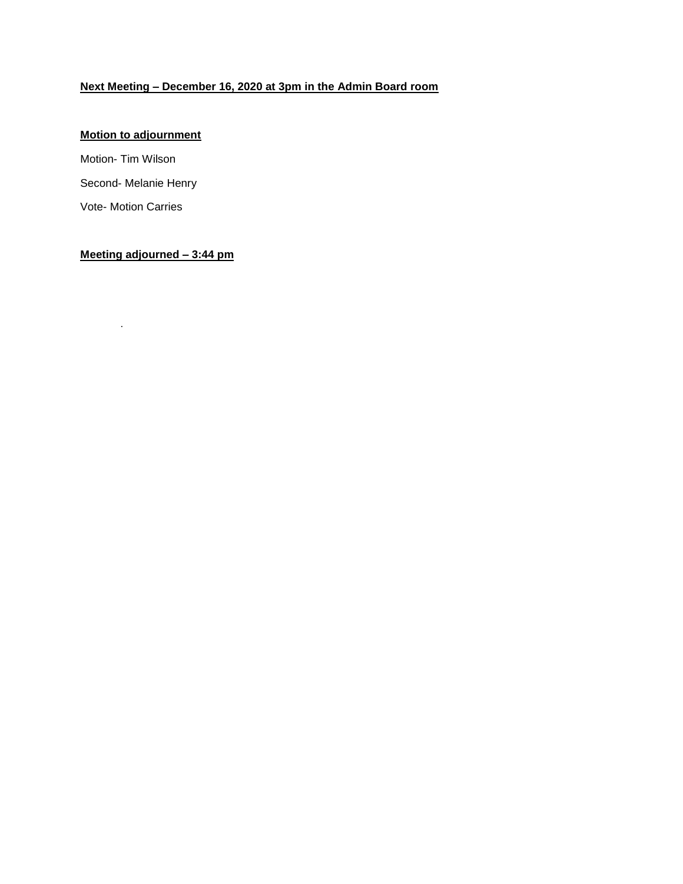**Next Meeting – December 16, 2020 at 3pm in the Admin Board room**

**Motion to adjournment**

Motion- Tim Wilson

Second- Melanie Henry

Vote- Motion Carries

**Meeting adjourned – 3:44 pm**

.